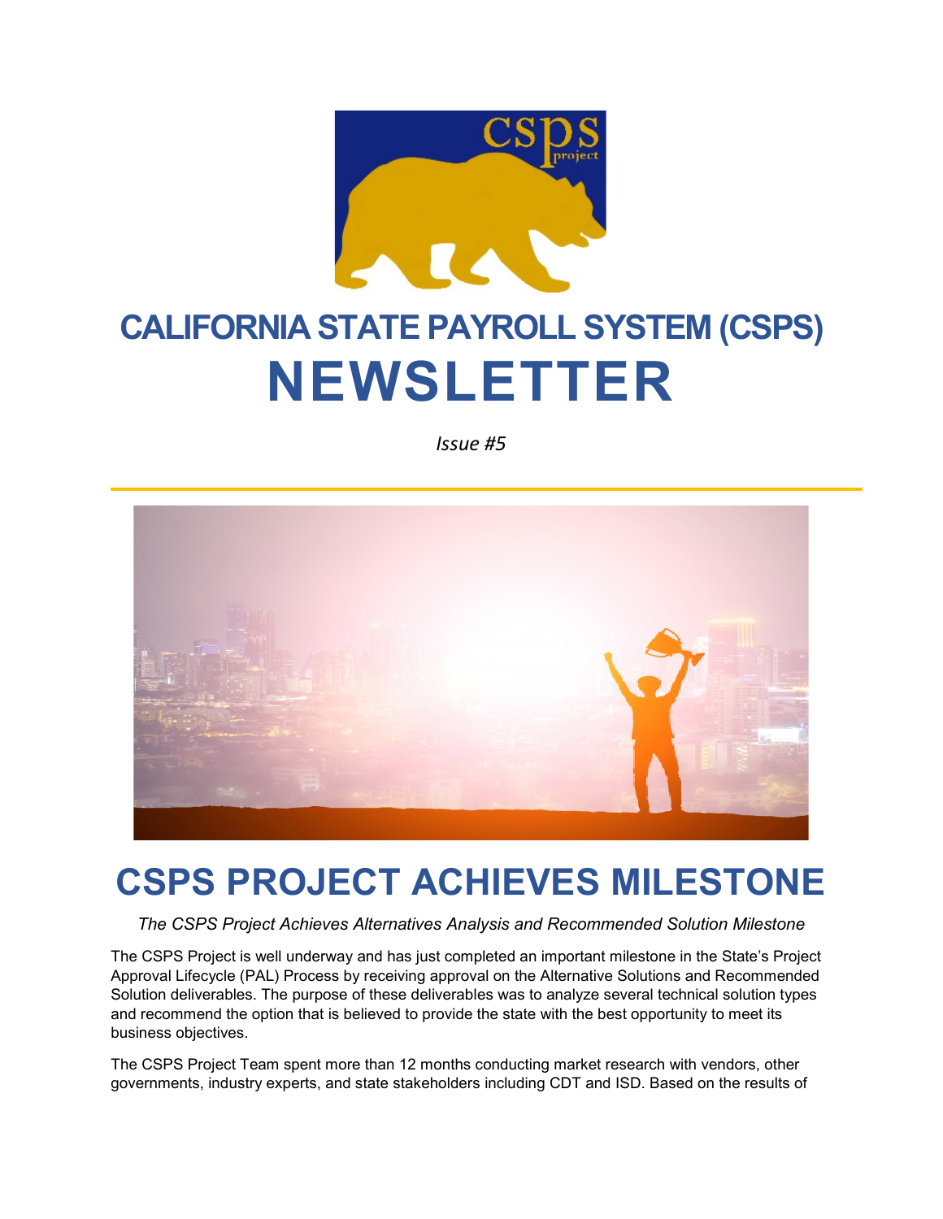# CALIFORNIA STATE PAYROLL SYSTEM (CSPS)

# NEWSLETTER

*Issue #5*

## CSPS PROJECT ACHIEVES MILESTONE

*The CSPS Project Achieves Alternatives Analysis and Recommended Solution Milestone*

The CSPS Project is well underway and has just completed an important milestone in the State's Project Approval Lifecycle (PAL) Process by receiving approval on the Alternative Solutions and Recommended Solution deliverables. The purpose of these deliverables was to analyze several technical solution types and recommend the option that is believed to provide the state with the best opportunity to meet its business objectives.

The CSPS Project Team spent more than 12 months conducting market research with vendors, other governments, industry experts, and state stakeholders including CDT and ISD. Based on the results of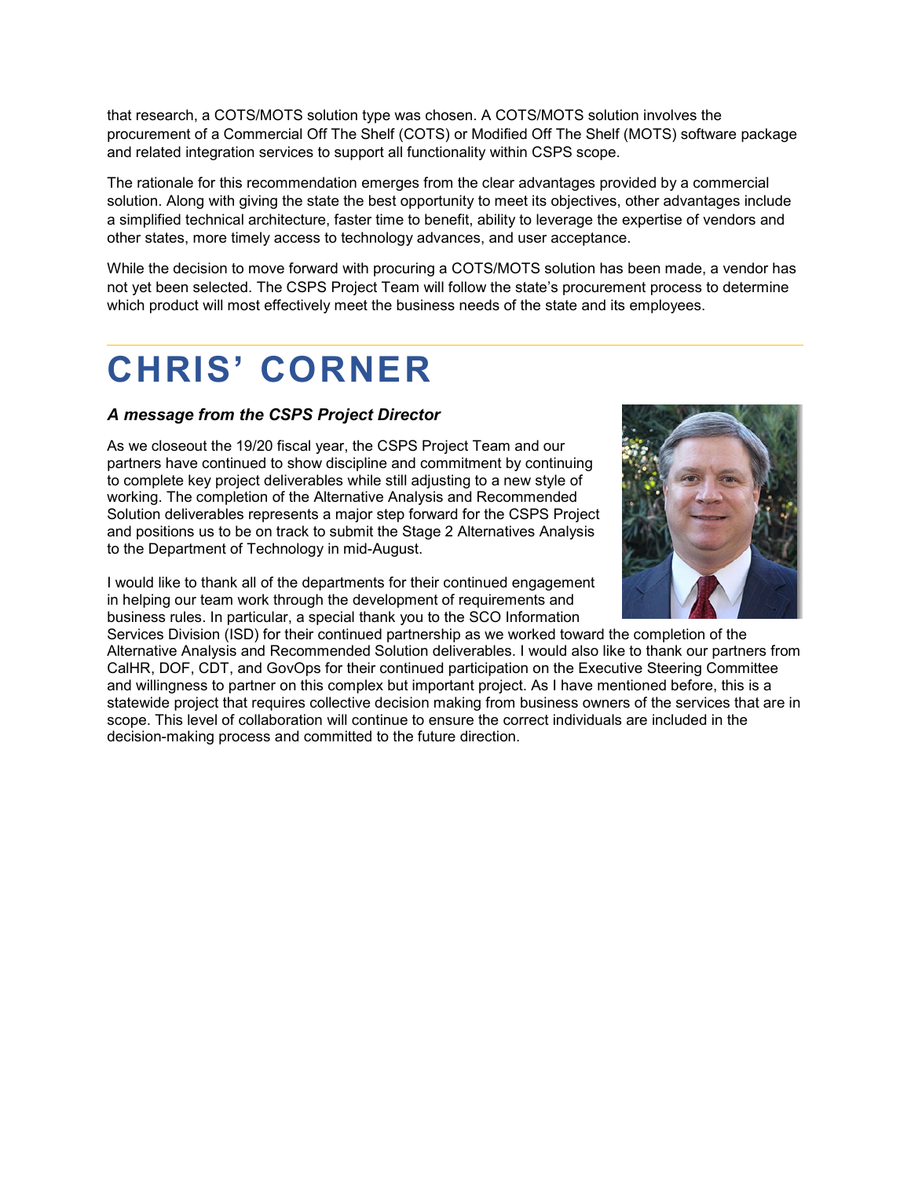that research, a COTS/MOTS solution type was chosen. A COTS/MOTS solution involves the procurement of a Commercial Off The Shelf (COTS) or Modified Off The Shelf (MOTS) software package and related integration services to support all functionality within CSPS scope.

The rationale for this recommendation emerges from the clear advantages provided by a commercial solution. Along with giving the state the best opportunity to meet its objectives, other advantages include a simplified technical architecture, faster time to benefit, ability to leverage the expertise of vendors and other states, more timely access to technology advances, and user acceptance.

While the decision to move forward with procuring a COTS/MOTS solution has been made, a vendor has not yet been selected. The CSPS Project Team will follow the state's procurement process to determine which product will most effectively meet the business needs of the state and its employees.

# CHRIS' CORNER

### *A message from the CSPS Project Director*

As we closeout the 19/20 fiscal year, the CSPS Project Team and our partners have continued to show discipline and commitment by continuing to complete key project deliverables while still adjusting to a new style of working. The completion of the Alternative Analysis and Recommended Solution deliverables represents a major step forward for the CSPS Project and positions us to be on track to submit the Stage 2 Alternatives Analysis to the Department of Technology in mid-August.

I would like to thank all of the departments for their continued engagement in helping our team work through the development of requirements and business rules. In particular, a special thank you to the SCO Information Services Division (ISD) for their continued partnership as we worked toward the completion of the Alternative Analysis and Recommended Solution deliverables. I would also like to thank our partners from CalHR, DOF, CDT, and GovOps for their continued participation on the Executive Steering Committee and willingness to partner on this complex but important project. As I have mentioned before, this is a statewide project that requires collective decision making from business owners of the services that are in scope. This level of collaboration will continue to ensure the correct individuals are included in the decision-making process and committed to the future direction.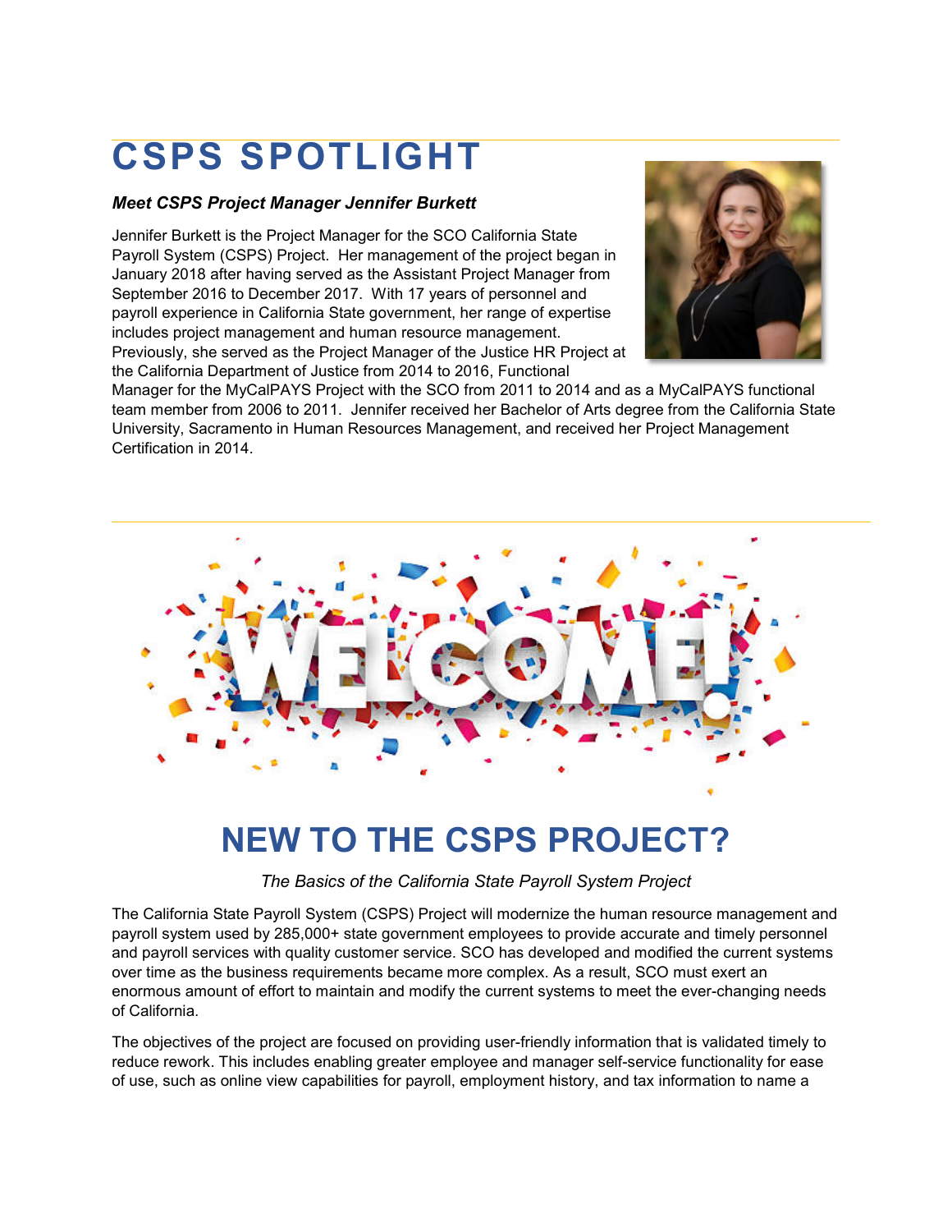# CSPS SPOTLIGHT

***Meet CSPS Project Manager Jennifer Burkett***

Jennifer Burkett is the Project Manager for the SCO California State Payroll System (CSPS) Project. Her management of the project began in January 2018 after having served as the Assistant Project Manager from September 2016 to December 2017. With 17 years of personnel and payroll experience in California State government, her range of expertise includes project management and human resource management. Previously, she served as the Project Manager of the Justice HR Project at the California Department of Justice from 2014 to 2016, Functional Manager for the MyCalPAYS Project with the SCO from 2011 to 2014 and as a MyCalPAYS functional team member from 2006 to 2011. Jennifer received her Bachelor of Arts degree from the California State University, Sacramento in Human Resources Management, and received her Project Management Certification in 2014.

---

WELCOME!

# NEW TO THE CSPS PROJECT?

*The Basics of the California State Payroll System Project*

The California State Payroll System (CSPS) Project will modernize the human resource management and payroll system used by 285,000+ state government employees to provide accurate and timely personnel and payroll services with quality customer service. SCO has developed and modified the current systems over time as the business requirements became more complex. As a result, SCO must exert an enormous amount of effort to maintain and modify the current systems to meet the ever-changing needs of California.

The objectives of the project are focused on providing user-friendly information that is validated timely to reduce rework. This includes enabling greater employee and manager self-service functionality for ease of use, such as online view capabilities for payroll, employment history, and tax information to name a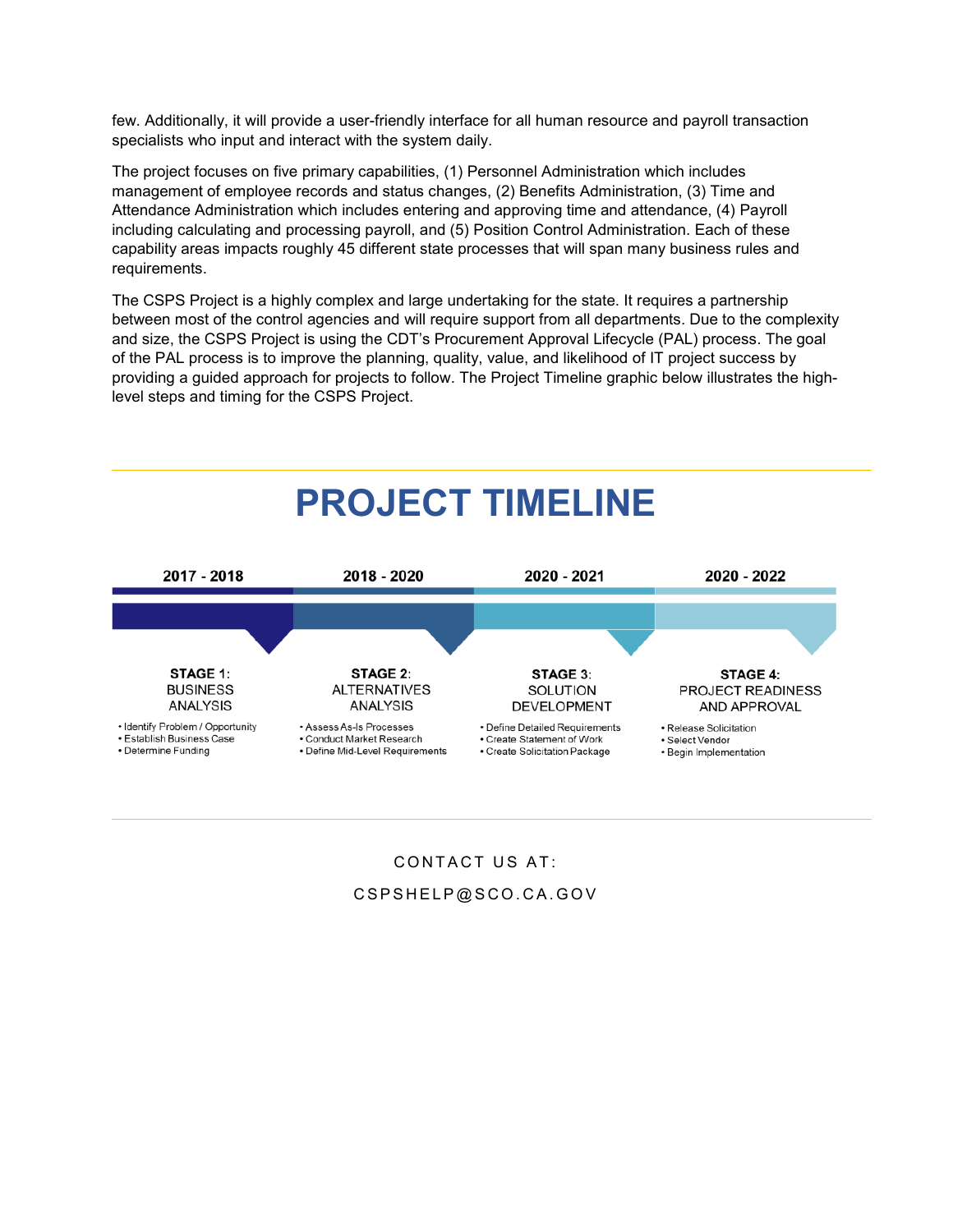few. Additionally, it will provide a user-friendly interface for all human resource and payroll transaction specialists who input and interact with the system daily.

The project focuses on five primary capabilities, (1) Personnel Administration which includes management of employee records and status changes, (2) Benefits Administration, (3) Time and Attendance Administration which includes entering and approving time and attendance, (4) Payroll including calculating and processing payroll, and (5) Position Control Administration. Each of these capability areas impacts roughly 45 different state processes that will span many business rules and requirements.

The CSPS Project is a highly complex and large undertaking for the state. It requires a partnership between most of the control agencies and will require support from all departments. Due to the complexity and size, the CSPS Project is using the CDT's Procurement Approval Lifecycle (PAL) process. The goal of the PAL process is to improve the planning, quality, value, and likelihood of IT project success by providing a guided approach for projects to follow. The Project Timeline graphic below illustrates the high-level steps and timing for the CSPS Project.

# PROJECT TIMELINE

**2017 - 2018**

**STAGE 1:** BUSINESS ANALYSIS

- Identify Problem / Opportunity
- Establish Business Case
- Determine Funding

**2018 - 2020**

**STAGE 2:** ALTERNATIVES ANALYSIS

- Assess As-Is Processes
- Conduct Market Research
- Define Mid-Level Requirements

**2020 - 2021**

**STAGE 3:** SOLUTION DEVELOPMENT

- Define Detailed Requirements
- Create Statement of Work
- Create Solicitation Package

**2020 - 2022**

**STAGE 4:** PROJECT READINESS AND APPROVAL

- Release Solicitation
- Select Vendor
- Begin Implementation

CONTACT US AT:

CSPSHELP@SCO.CA.GOV